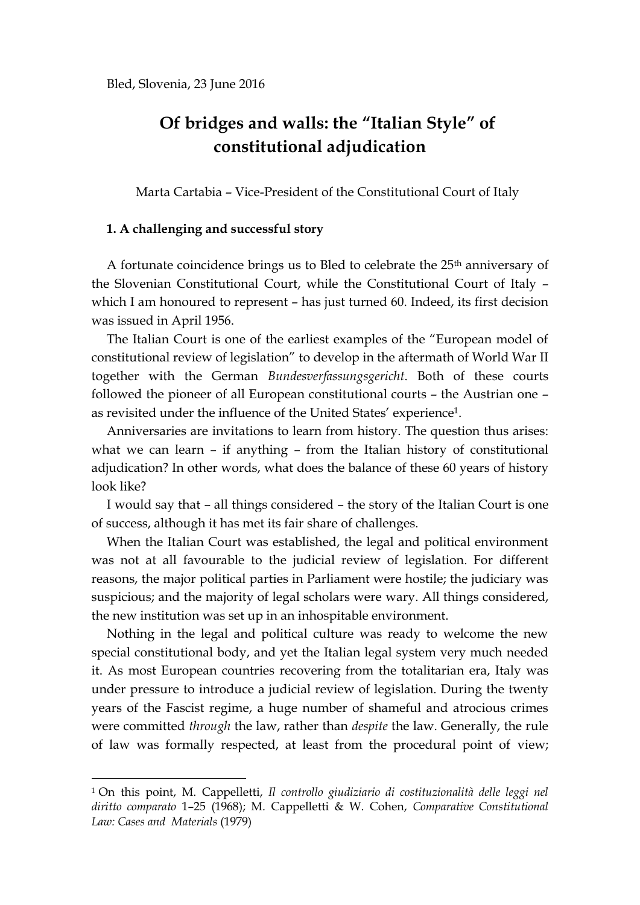Bled, Slovenia, 23 June 2016

# Of bridges and walls: the "Italian Style" of constitutional adjudication

Marta Cartabia – Vice-President of the Constitutional Court of Italy

## 1. A challenging and successful story

A fortunate coincidence brings us to Bled to celebrate the 25th anniversary of the Slovenian Constitutional Court, while the Constitutional Court of Italy – which I am honoured to represent – has just turned 60. Indeed, its first decision was issued in April 1956.

The Italian Court is one of the earliest examples of the "European model of constitutional review of legislation" to develop in the aftermath of World War II together with the German *Bundesverfassungsgericht*. Both of these courts followed the pioneer of all European constitutional courts – the Austrian one – as revisited under the influence of the United States' experience[1].

Anniversaries are invitations to learn from history. The question thus arises: what we can learn – if anything – from the Italian history of constitutional adjudication? In other words, what does the balance of these 60 years of history look like?

I would say that – all things considered – the story of the Italian Court is one of success, although it has met its fair share of challenges.

When the Italian Court was established, the legal and political environment was not at all favourable to the judicial review of legislation. For different reasons, the major political parties in Parliament were hostile; the judiciary was suspicious; and the majority of legal scholars were wary. All things considered, the new institution was set up in an inhospitable environment.

Nothing in the legal and political culture was ready to welcome the new special constitutional body, and yet the Italian legal system very much needed it. As most European countries recovering from the totalitarian era, Italy was under pressure to introduce a judicial review of legislation. During the twenty years of the Fascist regime, a huge number of shameful and atrocious crimes were committed *through* the law, rather than *despite* the law. Generally, the rule of law was formally respected, at least from the procedural point of view;

---

[1] On this point, M. Cappelletti, *Il controllo giudiziario di costituzionalità delle leggi nel diritto comparato* 1–25 (1968); M. Cappelletti & W. Cohen, *Comparative Constitutional Law: Cases and Materials* (1979)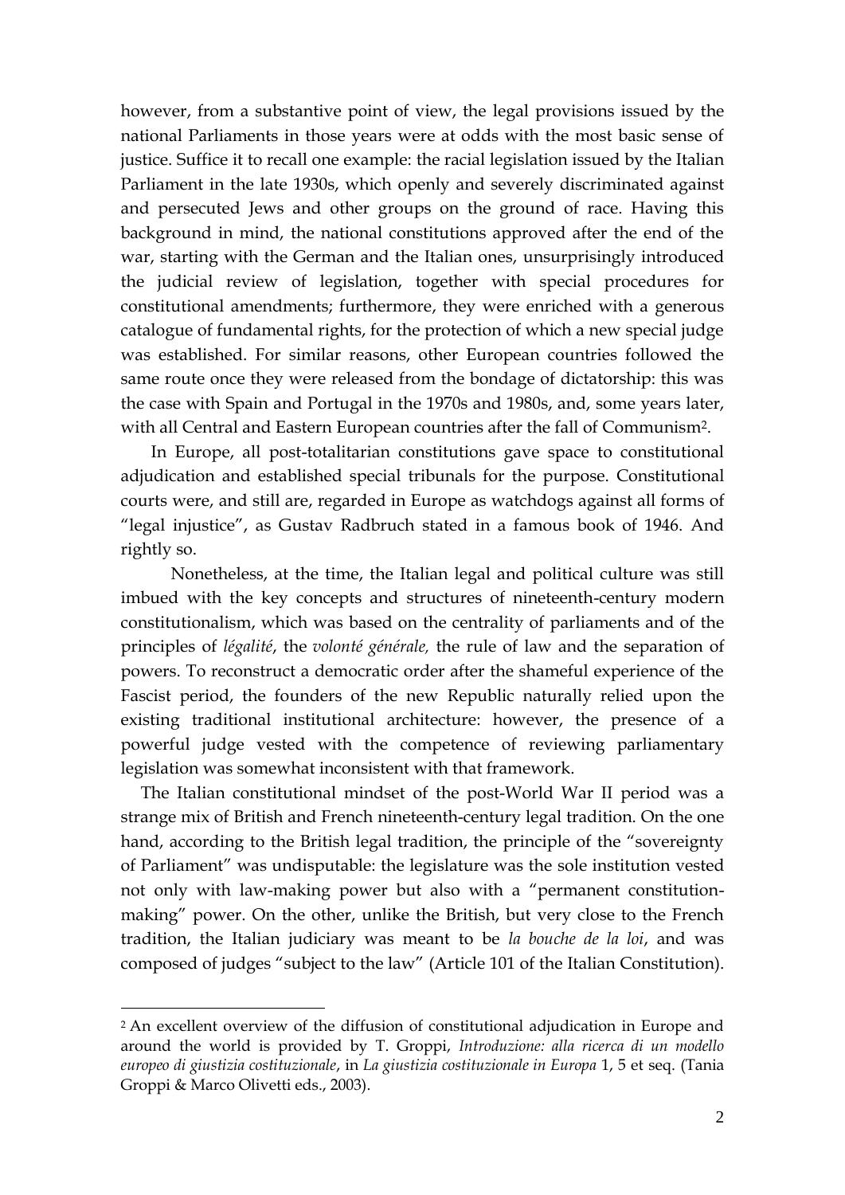however, from a substantive point of view, the legal provisions issued by the national Parliaments in those years were at odds with the most basic sense of justice. Suffice it to recall one example: the racial legislation issued by the Italian Parliament in the late 1930s, which openly and severely discriminated against and persecuted Jews and other groups on the ground of race. Having this background in mind, the national constitutions approved after the end of the war, starting with the German and the Italian ones, unsurprisingly introduced the judicial review of legislation, together with special procedures for constitutional amendments; furthermore, they were enriched with a generous catalogue of fundamental rights, for the protection of which a new special judge was established. For similar reasons, other European countries followed the same route once they were released from the bondage of dictatorship: this was the case with Spain and Portugal in the 1970s and 1980s, and, some years later, with all Central and Eastern European countries after the fall of Communism[2].

In Europe, all post-totalitarian constitutions gave space to constitutional adjudication and established special tribunals for the purpose. Constitutional courts were, and still are, regarded in Europe as watchdogs against all forms of "legal injustice", as Gustav Radbruch stated in a famous book of 1946. And rightly so.

Nonetheless, at the time, the Italian legal and political culture was still imbued with the key concepts and structures of nineteenth-century modern constitutionalism, which was based on the centrality of parliaments and of the principles of *légalité*, the *volonté générale,* the rule of law and the separation of powers. To reconstruct a democratic order after the shameful experience of the Fascist period, the founders of the new Republic naturally relied upon the existing traditional institutional architecture: however, the presence of a powerful judge vested with the competence of reviewing parliamentary legislation was somewhat inconsistent with that framework.

The Italian constitutional mindset of the post-World War II period was a strange mix of British and French nineteenth-century legal tradition. On the one hand, according to the British legal tradition, the principle of the "sovereignty of Parliament" was undisputable: the legislature was the sole institution vested not only with law-making power but also with a "permanent constitution-making" power. On the other, unlike the British, but very close to the French tradition, the Italian judiciary was meant to be *la bouche de la loi*, and was composed of judges "subject to the law" (Article 101 of the Italian Constitution).

---

[2] An excellent overview of the diffusion of constitutional adjudication in Europe and around the world is provided by T. Groppi, *Introduzione: alla ricerca di un modello europeo di giustizia costituzionale*, in *La giustizia costituzionale in Europa* 1, 5 et seq. (Tania Groppi & Marco Olivetti eds., 2003).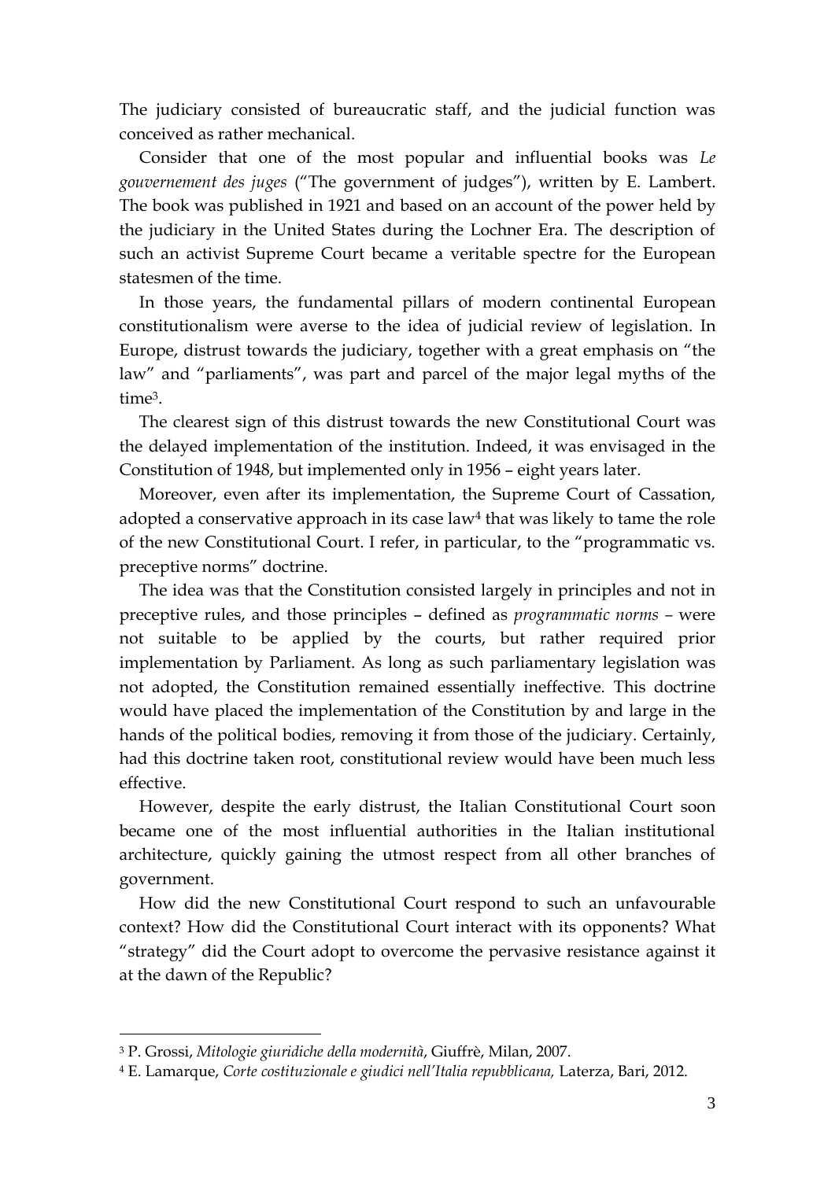The judiciary consisted of bureaucratic staff, and the judicial function was conceived as rather mechanical.

Consider that one of the most popular and influential books was *Le gouvernement des juges* ("The government of judges"), written by E. Lambert. The book was published in 1921 and based on an account of the power held by the judiciary in the United States during the Lochner Era. The description of such an activist Supreme Court became a veritable spectre for the European statesmen of the time.

In those years, the fundamental pillars of modern continental European constitutionalism were averse to the idea of judicial review of legislation. In Europe, distrust towards the judiciary, together with a great emphasis on "the law" and "parliaments", was part and parcel of the major legal myths of the time[3].

The clearest sign of this distrust towards the new Constitutional Court was the delayed implementation of the institution. Indeed, it was envisaged in the Constitution of 1948, but implemented only in 1956 – eight years later.

Moreover, even after its implementation, the Supreme Court of Cassation, adopted a conservative approach in its case law[4] that was likely to tame the role of the new Constitutional Court. I refer, in particular, to the "programmatic vs. preceptive norms" doctrine.

The idea was that the Constitution consisted largely in principles and not in preceptive rules, and those principles – defined as *programmatic norms* – were not suitable to be applied by the courts, but rather required prior implementation by Parliament. As long as such parliamentary legislation was not adopted, the Constitution remained essentially ineffective. This doctrine would have placed the implementation of the Constitution by and large in the hands of the political bodies, removing it from those of the judiciary. Certainly, had this doctrine taken root, constitutional review would have been much less effective.

However, despite the early distrust, the Italian Constitutional Court soon became one of the most influential authorities in the Italian institutional architecture, quickly gaining the utmost respect from all other branches of government.

How did the new Constitutional Court respond to such an unfavourable context? How did the Constitutional Court interact with its opponents? What "strategy" did the Court adopt to overcome the pervasive resistance against it at the dawn of the Republic?

---

[3] P. Grossi, *Mitologie giuridiche della modernità*, Giuffrè, Milan, 2007.

[4] E. Lamarque, *Corte costituzionale e giudici nell'Italia repubblicana,* Laterza, Bari, 2012.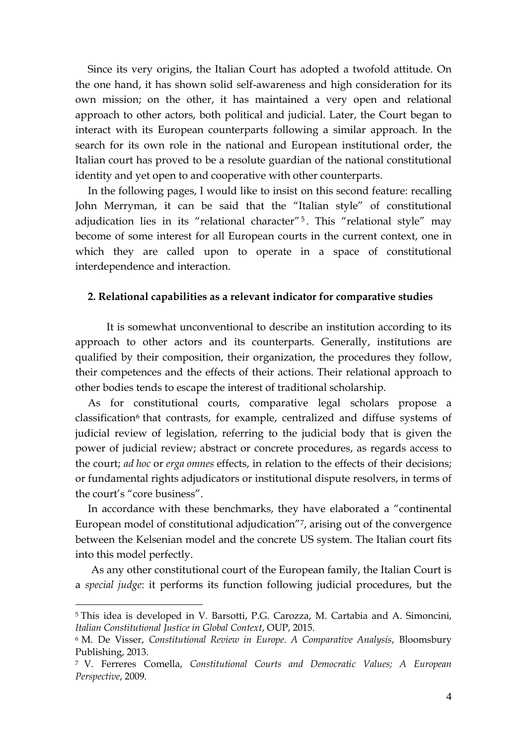Since its very origins, the Italian Court has adopted a twofold attitude. On the one hand, it has shown solid self-awareness and high consideration for its own mission; on the other, it has maintained a very open and relational approach to other actors, both political and judicial. Later, the Court began to interact with its European counterparts following a similar approach. In the search for its own role in the national and European institutional order, the Italian court has proved to be a resolute guardian of the national constitutional identity and yet open to and cooperative with other counterparts.

In the following pages, I would like to insist on this second feature: recalling John Merryman, it can be said that the "Italian style" of constitutional adjudication lies in its "relational character"[5]. This "relational style" may become of some interest for all European courts in the current context, one in which they are called upon to operate in a space of constitutional interdependence and interaction.

## 2. Relational capabilities as a relevant indicator for comparative studies

It is somewhat unconventional to describe an institution according to its approach to other actors and its counterparts. Generally, institutions are qualified by their composition, their organization, the procedures they follow, their competences and the effects of their actions. Their relational approach to other bodies tends to escape the interest of traditional scholarship.

As for constitutional courts, comparative legal scholars propose a classification[6] that contrasts, for example, centralized and diffuse systems of judicial review of legislation, referring to the judicial body that is given the power of judicial review; abstract or concrete procedures, as regards access to the court; *ad hoc* or *erga omnes* effects, in relation to the effects of their decisions; or fundamental rights adjudicators or institutional dispute resolvers, in terms of the court's "core business".

In accordance with these benchmarks, they have elaborated a "continental European model of constitutional adjudication"[7], arising out of the convergence between the Kelsenian model and the concrete US system. The Italian court fits into this model perfectly.

As any other constitutional court of the European family, the Italian Court is a *special judge*: it performs its function following judicial procedures, but the

---

[5] This idea is developed in V. Barsotti, P.G. Carozza, M. Cartabia and A. Simoncini, *Italian Constitutional Justice in Global Context*, OUP, 2015.

[6] M. De Visser, *Constitutional Review in Europe. A Comparative Analysis*, Bloomsbury Publishing, 2013.

[7] V. Ferreres Comella, *Constitutional Courts and Democratic Values; A European Perspective*, 2009.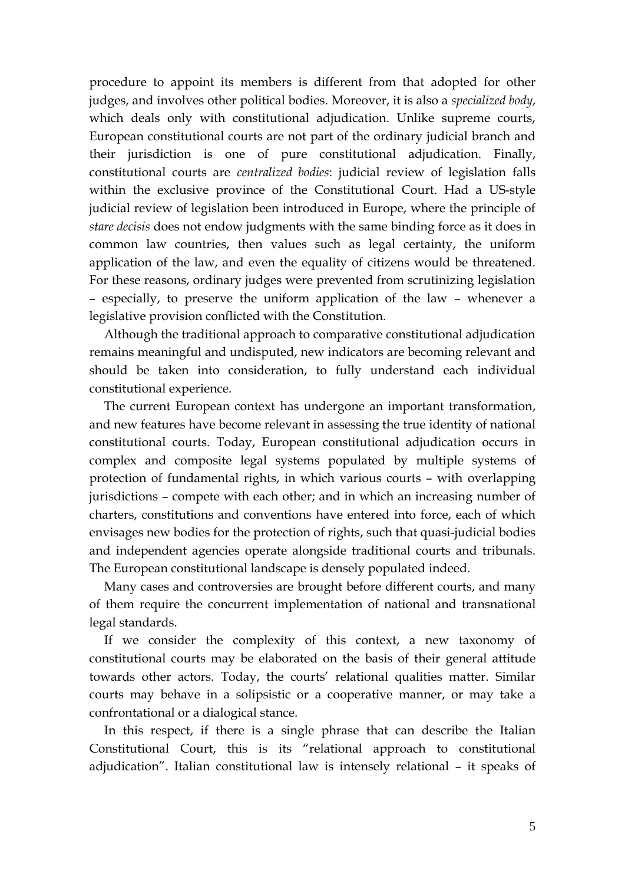procedure to appoint its members is different from that adopted for other judges, and involves other political bodies. Moreover, it is also a *specialized body*, which deals only with constitutional adjudication. Unlike supreme courts, European constitutional courts are not part of the ordinary judicial branch and their jurisdiction is one of pure constitutional adjudication. Finally, constitutional courts are *centralized bodies*: judicial review of legislation falls within the exclusive province of the Constitutional Court. Had a US-style judicial review of legislation been introduced in Europe, where the principle of *stare decisis* does not endow judgments with the same binding force as it does in common law countries, then values such as legal certainty, the uniform application of the law, and even the equality of citizens would be threatened. For these reasons, ordinary judges were prevented from scrutinizing legislation – especially, to preserve the uniform application of the law – whenever a legislative provision conflicted with the Constitution.

Although the traditional approach to comparative constitutional adjudication remains meaningful and undisputed, new indicators are becoming relevant and should be taken into consideration, to fully understand each individual constitutional experience.

The current European context has undergone an important transformation, and new features have become relevant in assessing the true identity of national constitutional courts. Today, European constitutional adjudication occurs in complex and composite legal systems populated by multiple systems of protection of fundamental rights, in which various courts – with overlapping jurisdictions – compete with each other; and in which an increasing number of charters, constitutions and conventions have entered into force, each of which envisages new bodies for the protection of rights, such that quasi-judicial bodies and independent agencies operate alongside traditional courts and tribunals. The European constitutional landscape is densely populated indeed.

Many cases and controversies are brought before different courts, and many of them require the concurrent implementation of national and transnational legal standards.

If we consider the complexity of this context, a new taxonomy of constitutional courts may be elaborated on the basis of their general attitude towards other actors. Today, the courts' relational qualities matter. Similar courts may behave in a solipsistic or a cooperative manner, or may take a confrontational or a dialogical stance.

In this respect, if there is a single phrase that can describe the Italian Constitutional Court, this is its "relational approach to constitutional adjudication". Italian constitutional law is intensely relational – it speaks of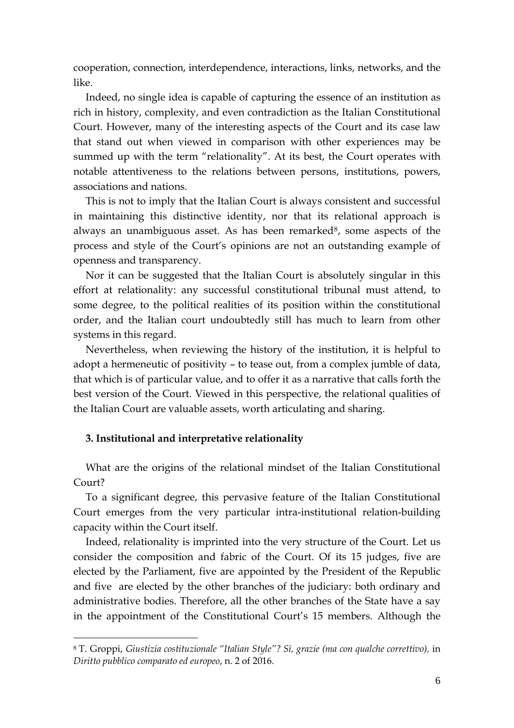cooperation, connection, interdependence, interactions, links, networks, and the like.

Indeed, no single idea is capable of capturing the essence of an institution as rich in history, complexity, and even contradiction as the Italian Constitutional Court. However, many of the interesting aspects of the Court and its case law that stand out when viewed in comparison with other experiences may be summed up with the term "relationality". At its best, the Court operates with notable attentiveness to the relations between persons, institutions, powers, associations and nations.

This is not to imply that the Italian Court is always consistent and successful in maintaining this distinctive identity, nor that its relational approach is always an unambiguous asset. As has been remarked[8], some aspects of the process and style of the Court's opinions are not an outstanding example of openness and transparency.

Nor it can be suggested that the Italian Court is absolutely singular in this effort at relationality: any successful constitutional tribunal must attend, to some degree, to the political realities of its position within the constitutional order, and the Italian court undoubtedly still has much to learn from other systems in this regard.

Nevertheless, when reviewing the history of the institution, it is helpful to adopt a hermeneutic of positivity – to tease out, from a complex jumble of data, that which is of particular value, and to offer it as a narrative that calls forth the best version of the Court. Viewed in this perspective, the relational qualities of the Italian Court are valuable assets, worth articulating and sharing.

### 3. Institutional and interpretative relationality

What are the origins of the relational mindset of the Italian Constitutional Court?

To a significant degree, this pervasive feature of the Italian Constitutional Court emerges from the very particular intra-institutional relation-building capacity within the Court itself.

Indeed, relationality is imprinted into the very structure of the Court. Let us consider the composition and fabric of the Court. Of its 15 judges, five are elected by the Parliament, five are appointed by the President of the Republic and five are elected by the other branches of the judiciary: both ordinary and administrative bodies. Therefore, all the other branches of the State have a say in the appointment of the Constitutional Court's 15 members. Although the

---

[8] T. Groppi, *Giustizia costituzionale "Italian Style"? Sì, grazie (ma con qualche correttivo),* in *Diritto pubblico comparato ed europeo*, n. 2 of 2016.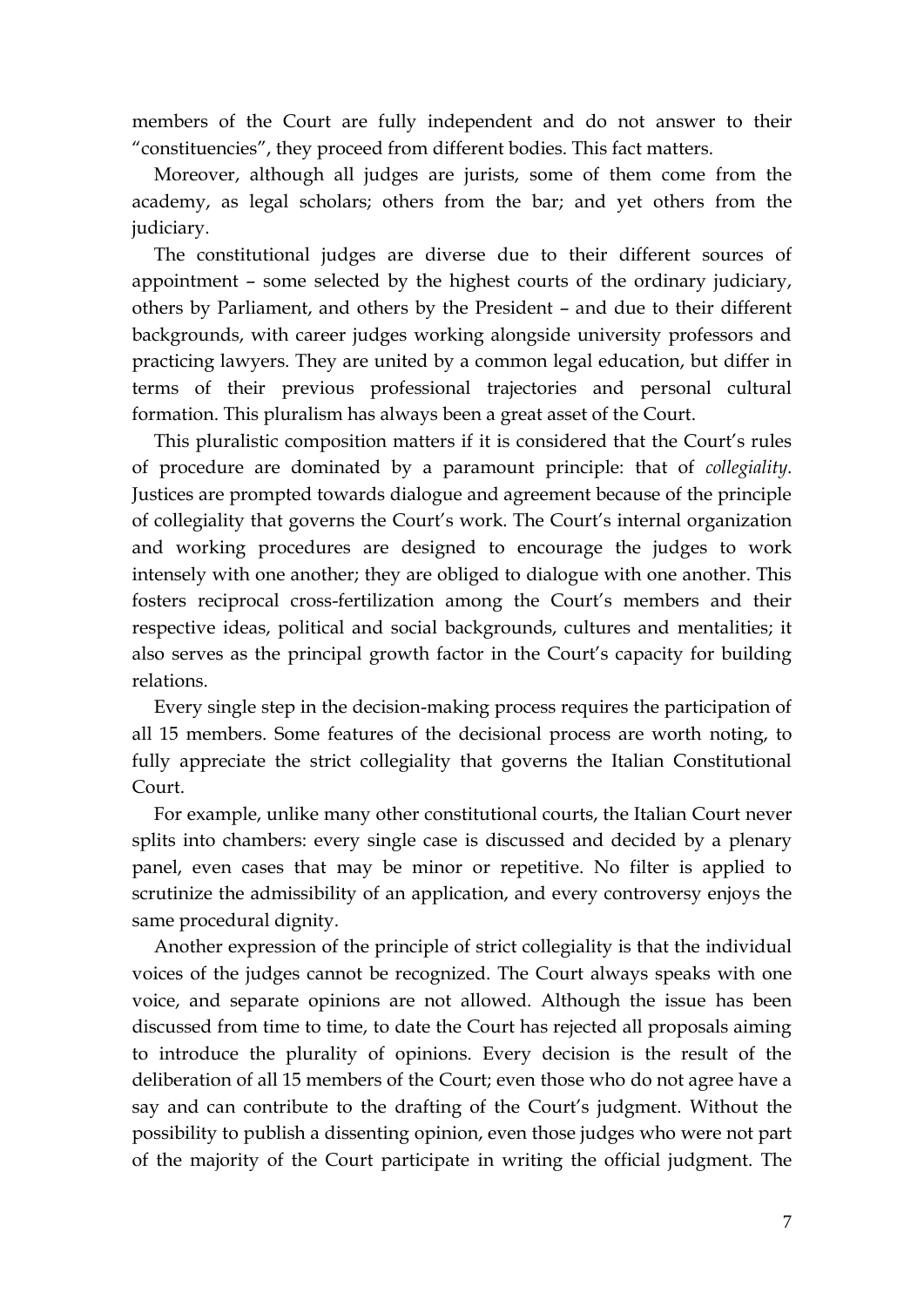members of the Court are fully independent and do not answer to their "constituencies", they proceed from different bodies. This fact matters.

Moreover, although all judges are jurists, some of them come from the academy, as legal scholars; others from the bar; and yet others from the judiciary.

The constitutional judges are diverse due to their different sources of appointment – some selected by the highest courts of the ordinary judiciary, others by Parliament, and others by the President – and due to their different backgrounds, with career judges working alongside university professors and practicing lawyers. They are united by a common legal education, but differ in terms of their previous professional trajectories and personal cultural formation. This pluralism has always been a great asset of the Court.

This pluralistic composition matters if it is considered that the Court's rules of procedure are dominated by a paramount principle: that of *collegiality*. Justices are prompted towards dialogue and agreement because of the principle of collegiality that governs the Court's work. The Court's internal organization and working procedures are designed to encourage the judges to work intensely with one another; they are obliged to dialogue with one another. This fosters reciprocal cross-fertilization among the Court's members and their respective ideas, political and social backgrounds, cultures and mentalities; it also serves as the principal growth factor in the Court's capacity for building relations.

Every single step in the decision-making process requires the participation of all 15 members. Some features of the decisional process are worth noting, to fully appreciate the strict collegiality that governs the Italian Constitutional Court.

For example, unlike many other constitutional courts, the Italian Court never splits into chambers: every single case is discussed and decided by a plenary panel, even cases that may be minor or repetitive. No filter is applied to scrutinize the admissibility of an application, and every controversy enjoys the same procedural dignity.

Another expression of the principle of strict collegiality is that the individual voices of the judges cannot be recognized. The Court always speaks with one voice, and separate opinions are not allowed. Although the issue has been discussed from time to time, to date the Court has rejected all proposals aiming to introduce the plurality of opinions. Every decision is the result of the deliberation of all 15 members of the Court; even those who do not agree have a say and can contribute to the drafting of the Court's judgment. Without the possibility to publish a dissenting opinion, even those judges who were not part of the majority of the Court participate in writing the official judgment. The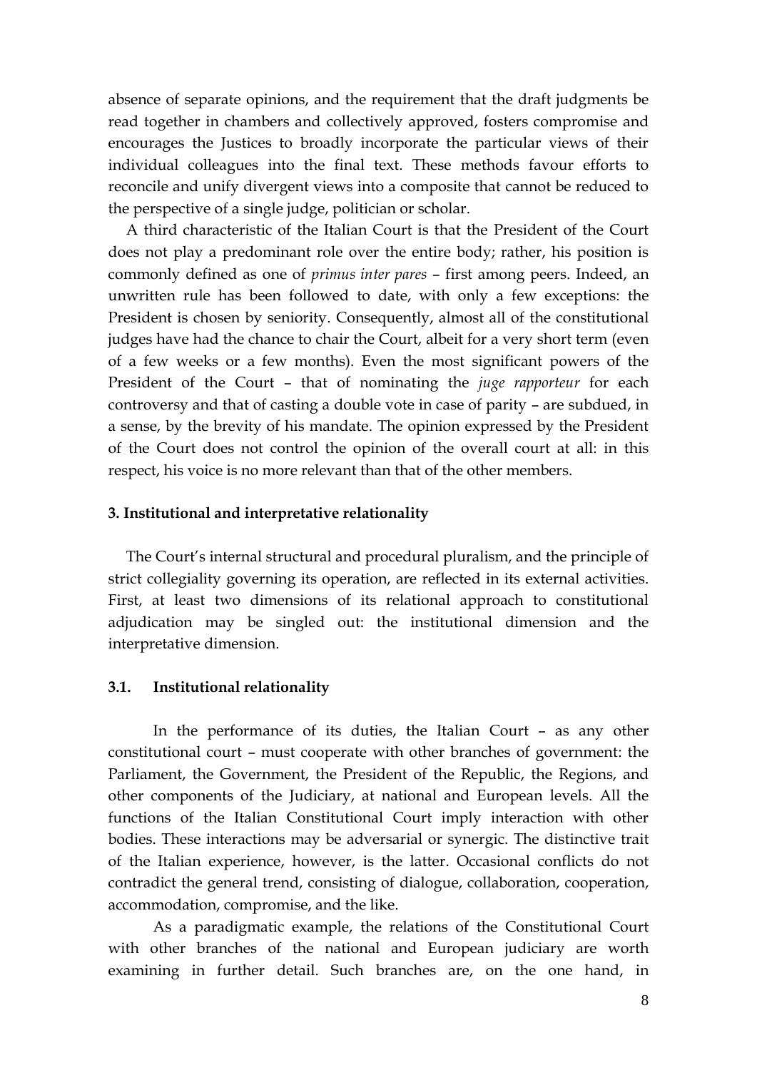absence of separate opinions, and the requirement that the draft judgments be read together in chambers and collectively approved, fosters compromise and encourages the Justices to broadly incorporate the particular views of their individual colleagues into the final text. These methods favour efforts to reconcile and unify divergent views into a composite that cannot be reduced to the perspective of a single judge, politician or scholar.

A third characteristic of the Italian Court is that the President of the Court does not play a predominant role over the entire body; rather, his position is commonly defined as one of *primus inter pares* – first among peers. Indeed, an unwritten rule has been followed to date, with only a few exceptions: the President is chosen by seniority. Consequently, almost all of the constitutional judges have had the chance to chair the Court, albeit for a very short term (even of a few weeks or a few months). Even the most significant powers of the President of the Court – that of nominating the *juge rapporteur* for each controversy and that of casting a double vote in case of parity – are subdued, in a sense, by the brevity of his mandate. The opinion expressed by the President of the Court does not control the opinion of the overall court at all: in this respect, his voice is no more relevant than that of the other members.

## 3. Institutional and interpretative relationality

The Court's internal structural and procedural pluralism, and the principle of strict collegiality governing its operation, are reflected in its external activities. First, at least two dimensions of its relational approach to constitutional adjudication may be singled out: the institutional dimension and the interpretative dimension.

### 3.1. Institutional relationality

In the performance of its duties, the Italian Court – as any other constitutional court – must cooperate with other branches of government: the Parliament, the Government, the President of the Republic, the Regions, and other components of the Judiciary, at national and European levels. All the functions of the Italian Constitutional Court imply interaction with other bodies. These interactions may be adversarial or synergic. The distinctive trait of the Italian experience, however, is the latter. Occasional conflicts do not contradict the general trend, consisting of dialogue, collaboration, cooperation, accommodation, compromise, and the like.

As a paradigmatic example, the relations of the Constitutional Court with other branches of the national and European judiciary are worth examining in further detail. Such branches are, on the one hand, in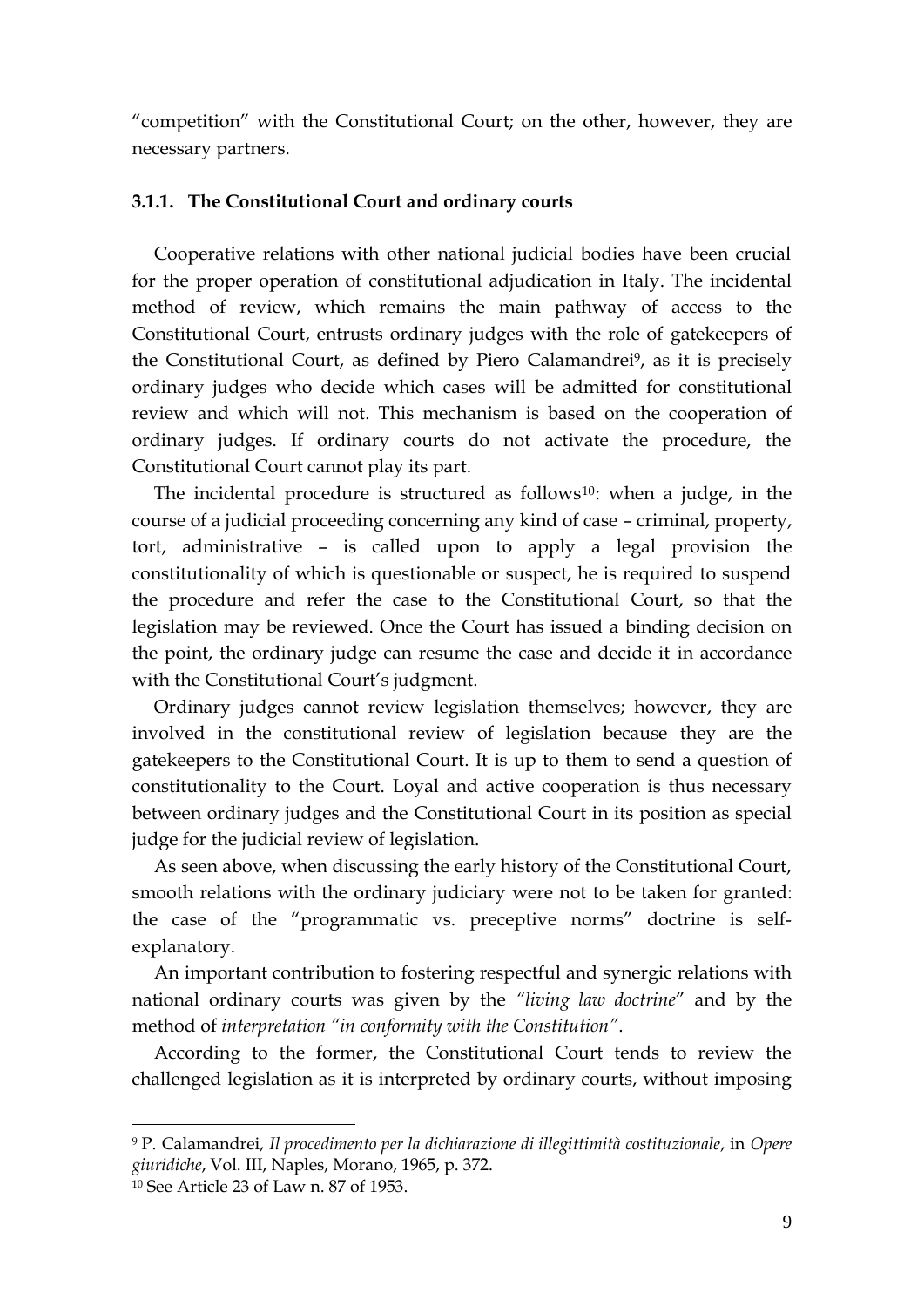"competition" with the Constitutional Court; on the other, however, they are necessary partners.

### 3.1.1. The Constitutional Court and ordinary courts

Cooperative relations with other national judicial bodies have been crucial for the proper operation of constitutional adjudication in Italy. The incidental method of review, which remains the main pathway of access to the Constitutional Court, entrusts ordinary judges with the role of gatekeepers of the Constitutional Court, as defined by Piero Calamandrei[9], as it is precisely ordinary judges who decide which cases will be admitted for constitutional review and which will not. This mechanism is based on the cooperation of ordinary judges. If ordinary courts do not activate the procedure, the Constitutional Court cannot play its part.

The incidental procedure is structured as follows[10]: when a judge, in the course of a judicial proceeding concerning any kind of case – criminal, property, tort, administrative – is called upon to apply a legal provision the constitutionality of which is questionable or suspect, he is required to suspend the procedure and refer the case to the Constitutional Court, so that the legislation may be reviewed. Once the Court has issued a binding decision on the point, the ordinary judge can resume the case and decide it in accordance with the Constitutional Court's judgment.

Ordinary judges cannot review legislation themselves; however, they are involved in the constitutional review of legislation because they are the gatekeepers to the Constitutional Court. It is up to them to send a question of constitutionality to the Court. Loyal and active cooperation is thus necessary between ordinary judges and the Constitutional Court in its position as special judge for the judicial review of legislation.

As seen above, when discussing the early history of the Constitutional Court, smooth relations with the ordinary judiciary were not to be taken for granted: the case of the "programmatic vs. preceptive norms" doctrine is self-explanatory.

An important contribution to fostering respectful and synergic relations with national ordinary courts was given by the *"living law doctrine*" and by the method of *interpretation "in conformity with the Constitution"*.

According to the former, the Constitutional Court tends to review the challenged legislation as it is interpreted by ordinary courts, without imposing

---

[9] P. Calamandrei, *Il procedimento per la dichiarazione di illegittimità costituzionale*, in *Opere giuridiche*, Vol. III, Naples, Morano, 1965, p. 372.

[10] See Article 23 of Law n. 87 of 1953.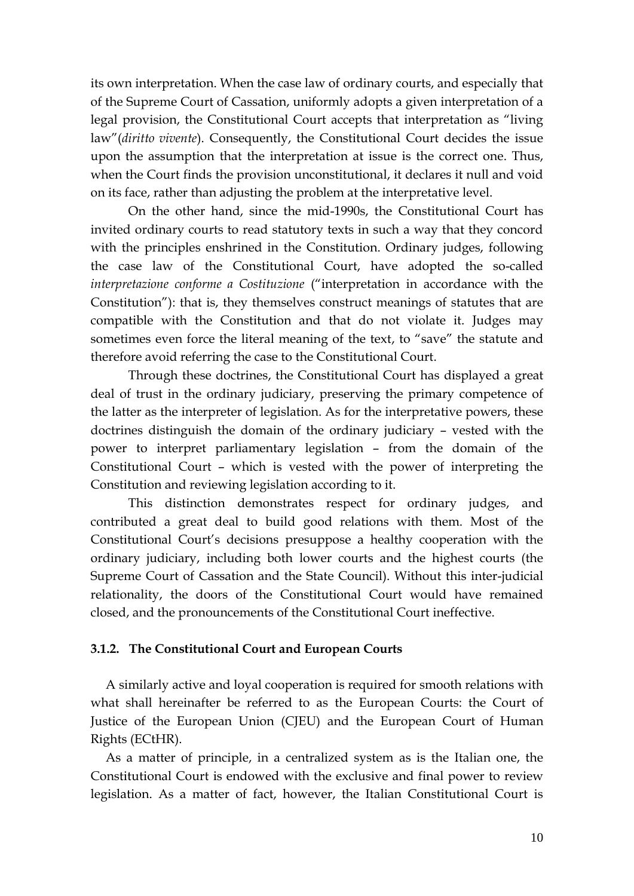its own interpretation. When the case law of ordinary courts, and especially that of the Supreme Court of Cassation, uniformly adopts a given interpretation of a legal provision, the Constitutional Court accepts that interpretation as "living law"(*diritto vivente*). Consequently, the Constitutional Court decides the issue upon the assumption that the interpretation at issue is the correct one. Thus, when the Court finds the provision unconstitutional, it declares it null and void on its face, rather than adjusting the problem at the interpretative level.

On the other hand, since the mid-1990s, the Constitutional Court has invited ordinary courts to read statutory texts in such a way that they concord with the principles enshrined in the Constitution. Ordinary judges, following the case law of the Constitutional Court, have adopted the so-called *interpretazione conforme a Costituzione* ("interpretation in accordance with the Constitution"): that is, they themselves construct meanings of statutes that are compatible with the Constitution and that do not violate it. Judges may sometimes even force the literal meaning of the text, to "save" the statute and therefore avoid referring the case to the Constitutional Court.

Through these doctrines, the Constitutional Court has displayed a great deal of trust in the ordinary judiciary, preserving the primary competence of the latter as the interpreter of legislation. As for the interpretative powers, these doctrines distinguish the domain of the ordinary judiciary – vested with the power to interpret parliamentary legislation – from the domain of the Constitutional Court – which is vested with the power of interpreting the Constitution and reviewing legislation according to it.

This distinction demonstrates respect for ordinary judges, and contributed a great deal to build good relations with them. Most of the Constitutional Court's decisions presuppose a healthy cooperation with the ordinary judiciary, including both lower courts and the highest courts (the Supreme Court of Cassation and the State Council). Without this inter-judicial relationality, the doors of the Constitutional Court would have remained closed, and the pronouncements of the Constitutional Court ineffective.

### 3.1.2. The Constitutional Court and European Courts

A similarly active and loyal cooperation is required for smooth relations with what shall hereinafter be referred to as the European Courts: the Court of Justice of the European Union (CJEU) and the European Court of Human Rights (ECtHR).

As a matter of principle, in a centralized system as is the Italian one, the Constitutional Court is endowed with the exclusive and final power to review legislation. As a matter of fact, however, the Italian Constitutional Court is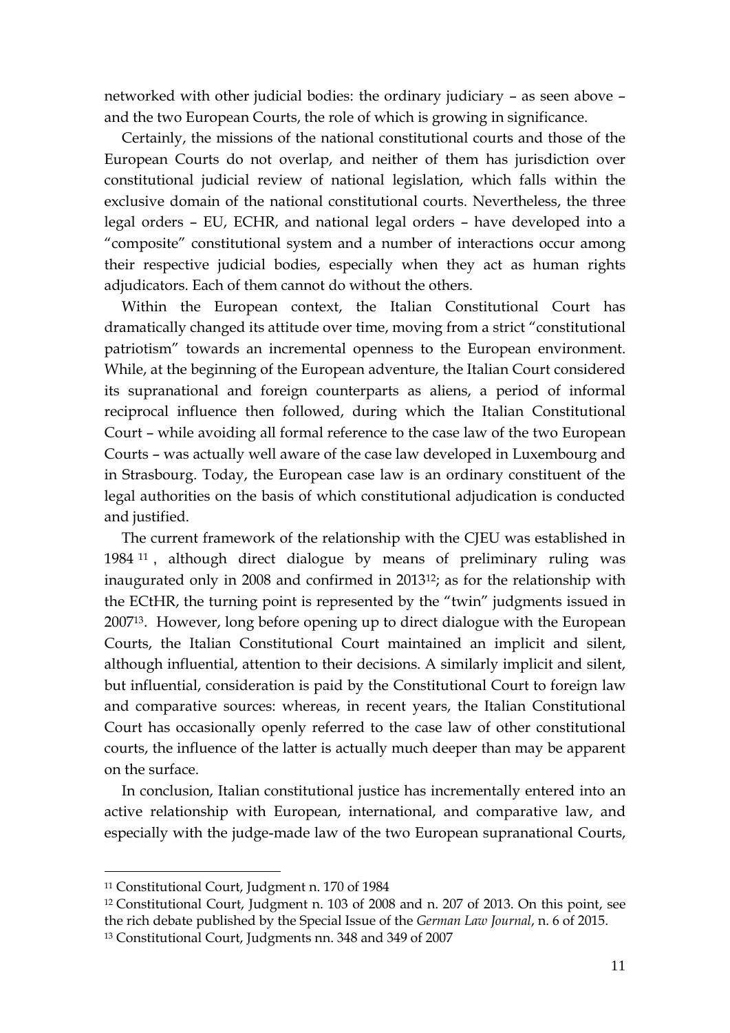networked with other judicial bodies: the ordinary judiciary – as seen above – and the two European Courts, the role of which is growing in significance.

Certainly, the missions of the national constitutional courts and those of the European Courts do not overlap, and neither of them has jurisdiction over constitutional judicial review of national legislation, which falls within the exclusive domain of the national constitutional courts. Nevertheless, the three legal orders – EU, ECHR, and national legal orders – have developed into a "composite" constitutional system and a number of interactions occur among their respective judicial bodies, especially when they act as human rights adjudicators. Each of them cannot do without the others.

Within the European context, the Italian Constitutional Court has dramatically changed its attitude over time, moving from a strict "constitutional patriotism" towards an incremental openness to the European environment. While, at the beginning of the European adventure, the Italian Court considered its supranational and foreign counterparts as aliens, a period of informal reciprocal influence then followed, during which the Italian Constitutional Court – while avoiding all formal reference to the case law of the two European Courts – was actually well aware of the case law developed in Luxembourg and in Strasbourg. Today, the European case law is an ordinary constituent of the legal authorities on the basis of which constitutional adjudication is conducted and justified.

The current framework of the relationship with the CJEU was established in 1984 [11], although direct dialogue by means of preliminary ruling was inaugurated only in 2008 and confirmed in 2013[12]; as for the relationship with the ECtHR, the turning point is represented by the "twin" judgments issued in 2007[13]. However, long before opening up to direct dialogue with the European Courts, the Italian Constitutional Court maintained an implicit and silent, although influential, attention to their decisions. A similarly implicit and silent, but influential, consideration is paid by the Constitutional Court to foreign law and comparative sources: whereas, in recent years, the Italian Constitutional Court has occasionally openly referred to the case law of other constitutional courts, the influence of the latter is actually much deeper than may be apparent on the surface.

In conclusion, Italian constitutional justice has incrementally entered into an active relationship with European, international, and comparative law, and especially with the judge-made law of the two European supranational Courts,

---

[11] Constitutional Court, Judgment n. 170 of 1984

[12] Constitutional Court, Judgment n. 103 of 2008 and n. 207 of 2013. On this point, see the rich debate published by the Special Issue of the *German Law Journal*, n. 6 of 2015.

[13] Constitutional Court, Judgments nn. 348 and 349 of 2007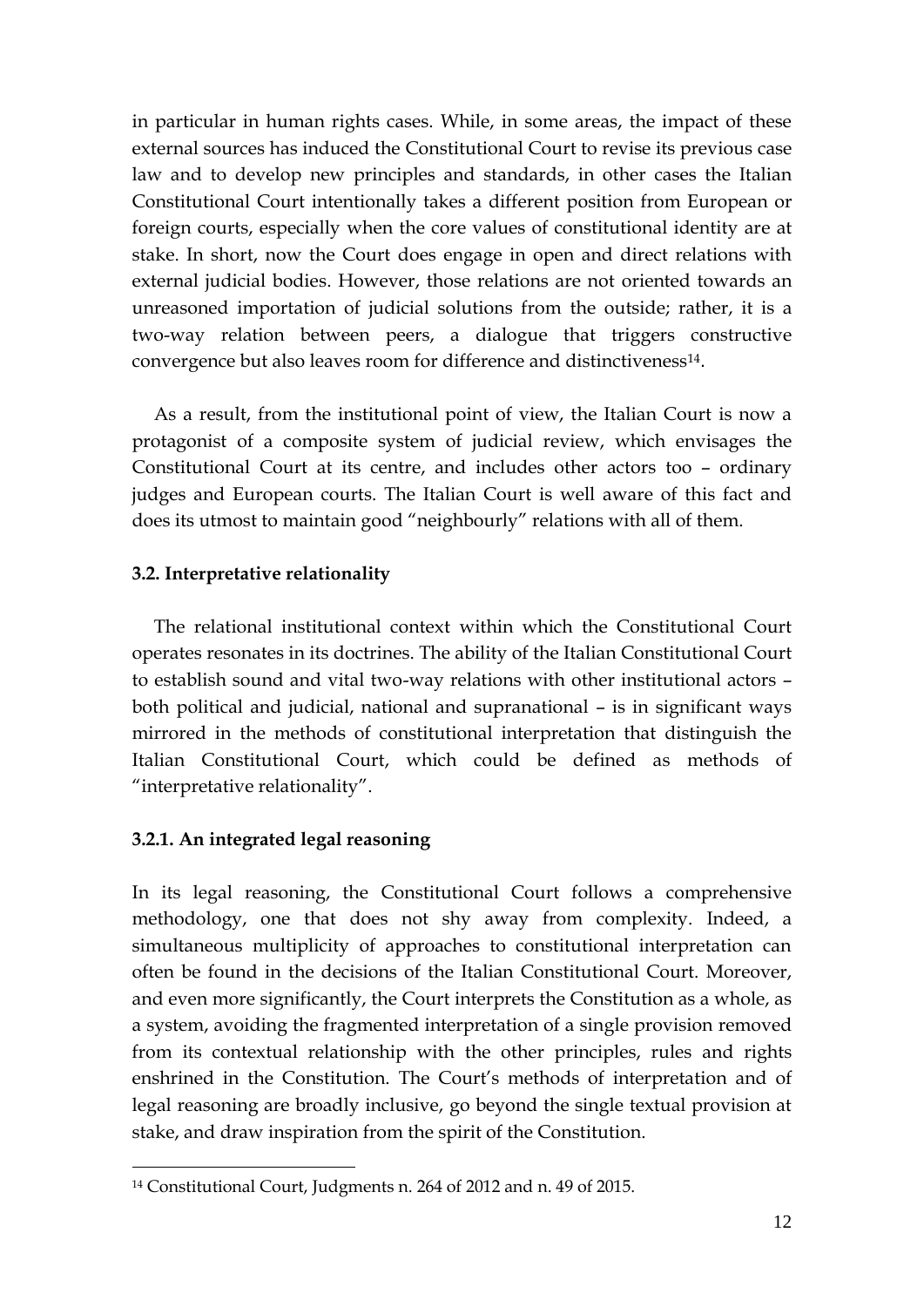in particular in human rights cases. While, in some areas, the impact of these external sources has induced the Constitutional Court to revise its previous case law and to develop new principles and standards, in other cases the Italian Constitutional Court intentionally takes a different position from European or foreign courts, especially when the core values of constitutional identity are at stake. In short, now the Court does engage in open and direct relations with external judicial bodies. However, those relations are not oriented towards an unreasoned importation of judicial solutions from the outside; rather, it is a two-way relation between peers, a dialogue that triggers constructive convergence but also leaves room for difference and distinctiveness[14].

As a result, from the institutional point of view, the Italian Court is now a protagonist of a composite system of judicial review, which envisages the Constitutional Court at its centre, and includes other actors too – ordinary judges and European courts. The Italian Court is well aware of this fact and does its utmost to maintain good "neighbourly" relations with all of them.

### 3.2. Interpretative relationality

The relational institutional context within which the Constitutional Court operates resonates in its doctrines. The ability of the Italian Constitutional Court to establish sound and vital two-way relations with other institutional actors – both political and judicial, national and supranational – is in significant ways mirrored in the methods of constitutional interpretation that distinguish the Italian Constitutional Court, which could be defined as methods of "interpretative relationality".

#### 3.2.1. An integrated legal reasoning

In its legal reasoning, the Constitutional Court follows a comprehensive methodology, one that does not shy away from complexity. Indeed, a simultaneous multiplicity of approaches to constitutional interpretation can often be found in the decisions of the Italian Constitutional Court. Moreover, and even more significantly, the Court interprets the Constitution as a whole, as a system, avoiding the fragmented interpretation of a single provision removed from its contextual relationship with the other principles, rules and rights enshrined in the Constitution. The Court's methods of interpretation and of legal reasoning are broadly inclusive, go beyond the single textual provision at stake, and draw inspiration from the spirit of the Constitution.

---

[14] Constitutional Court, Judgments n. 264 of 2012 and n. 49 of 2015.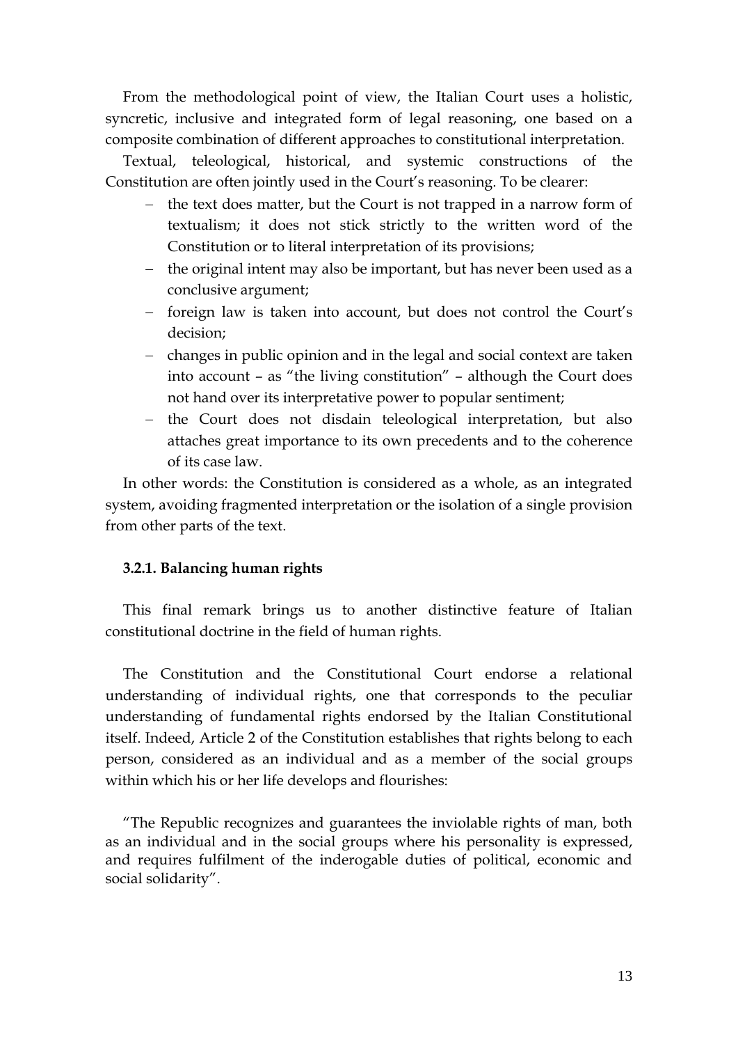From the methodological point of view, the Italian Court uses a holistic, syncretic, inclusive and integrated form of legal reasoning, one based on a composite combination of different approaches to constitutional interpretation.

Textual, teleological, historical, and systemic constructions of the Constitution are often jointly used in the Court's reasoning. To be clearer:

- the text does matter, but the Court is not trapped in a narrow form of textualism; it does not stick strictly to the written word of the Constitution or to literal interpretation of its provisions;
- the original intent may also be important, but has never been used as a conclusive argument;
- foreign law is taken into account, but does not control the Court's decision;
- changes in public opinion and in the legal and social context are taken into account – as "the living constitution" – although the Court does not hand over its interpretative power to popular sentiment;
- the Court does not disdain teleological interpretation, but also attaches great importance to its own precedents and to the coherence of its case law.

In other words: the Constitution is considered as a whole, as an integrated system, avoiding fragmented interpretation or the isolation of a single provision from other parts of the text.

### 3.2.1. Balancing human rights

This final remark brings us to another distinctive feature of Italian constitutional doctrine in the field of human rights.

The Constitution and the Constitutional Court endorse a relational understanding of individual rights, one that corresponds to the peculiar understanding of fundamental rights endorsed by the Italian Constitutional itself. Indeed, Article 2 of the Constitution establishes that rights belong to each person, considered as an individual and as a member of the social groups within which his or her life develops and flourishes:

"The Republic recognizes and guarantees the inviolable rights of man, both as an individual and in the social groups where his personality is expressed, and requires fulfilment of the inderogable duties of political, economic and social solidarity".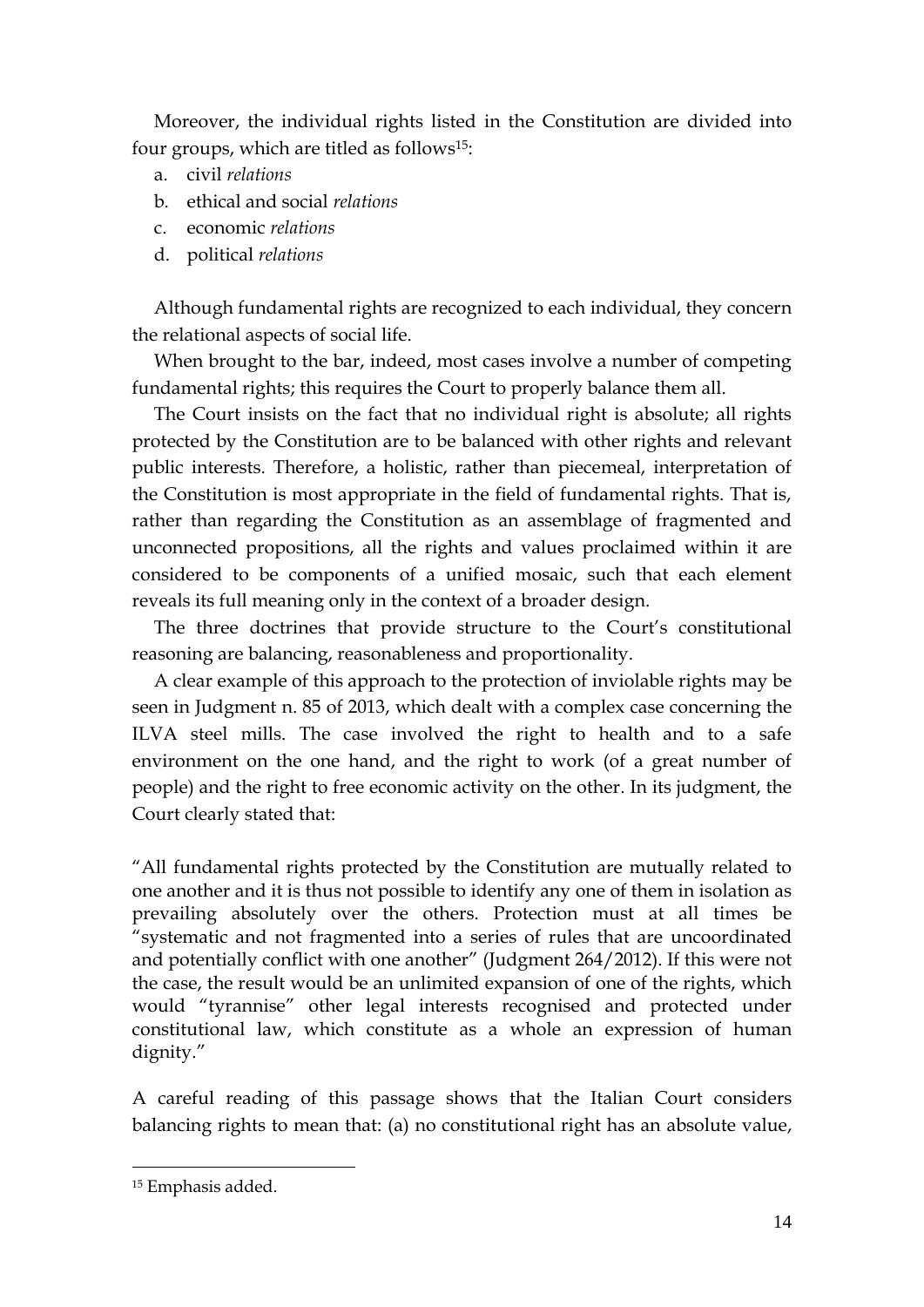Moreover, the individual rights listed in the Constitution are divided into four groups, which are titled as follows[15]:

a. civil *relations*
b. ethical and social *relations*
c. economic *relations*
d. political *relations*

Although fundamental rights are recognized to each individual, they concern the relational aspects of social life.

When brought to the bar, indeed, most cases involve a number of competing fundamental rights; this requires the Court to properly balance them all.

The Court insists on the fact that no individual right is absolute; all rights protected by the Constitution are to be balanced with other rights and relevant public interests. Therefore, a holistic, rather than piecemeal, interpretation of the Constitution is most appropriate in the field of fundamental rights. That is, rather than regarding the Constitution as an assemblage of fragmented and unconnected propositions, all the rights and values proclaimed within it are considered to be components of a unified mosaic, such that each element reveals its full meaning only in the context of a broader design.

The three doctrines that provide structure to the Court's constitutional reasoning are balancing, reasonableness and proportionality.

A clear example of this approach to the protection of inviolable rights may be seen in Judgment n. 85 of 2013, which dealt with a complex case concerning the ILVA steel mills. The case involved the right to health and to a safe environment on the one hand, and the right to work (of a great number of people) and the right to free economic activity on the other. In its judgment, the Court clearly stated that:

"All fundamental rights protected by the Constitution are mutually related to one another and it is thus not possible to identify any one of them in isolation as prevailing absolutely over the others. Protection must at all times be "systematic and not fragmented into a series of rules that are uncoordinated and potentially conflict with one another" (Judgment 264/2012). If this were not the case, the result would be an unlimited expansion of one of the rights, which would "tyrannise" other legal interests recognised and protected under constitutional law, which constitute as a whole an expression of human dignity."

A careful reading of this passage shows that the Italian Court considers balancing rights to mean that: (a) no constitutional right has an absolute value,

[15] Emphasis added.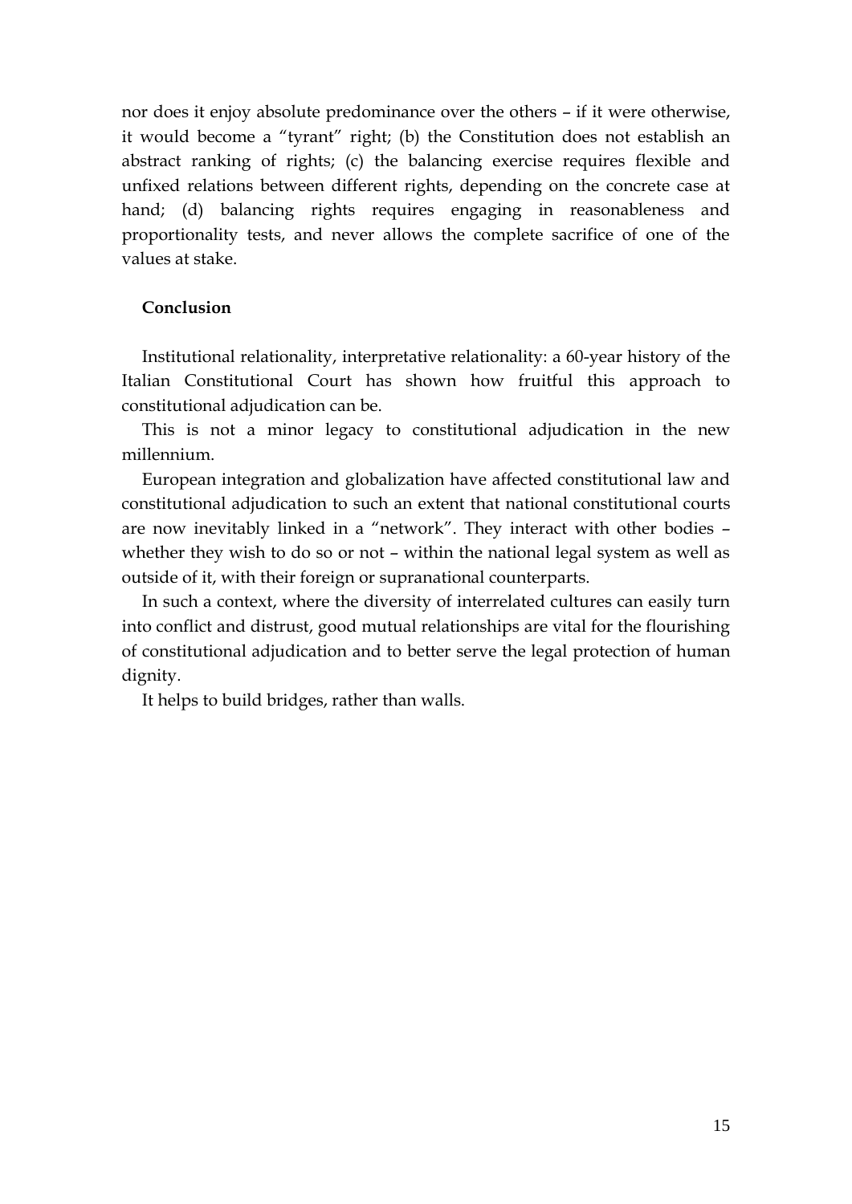nor does it enjoy absolute predominance over the others – if it were otherwise, it would become a "tyrant" right; (b) the Constitution does not establish an abstract ranking of rights; (c) the balancing exercise requires flexible and unfixed relations between different rights, depending on the concrete case at hand; (d) balancing rights requires engaging in reasonableness and proportionality tests, and never allows the complete sacrifice of one of the values at stake.

**Conclusion**

Institutional relationality, interpretative relationality: a 60-year history of the Italian Constitutional Court has shown how fruitful this approach to constitutional adjudication can be.

This is not a minor legacy to constitutional adjudication in the new millennium.

European integration and globalization have affected constitutional law and constitutional adjudication to such an extent that national constitutional courts are now inevitably linked in a "network". They interact with other bodies – whether they wish to do so or not – within the national legal system as well as outside of it, with their foreign or supranational counterparts.

In such a context, where the diversity of interrelated cultures can easily turn into conflict and distrust, good mutual relationships are vital for the flourishing of constitutional adjudication and to better serve the legal protection of human dignity.

It helps to build bridges, rather than walls.